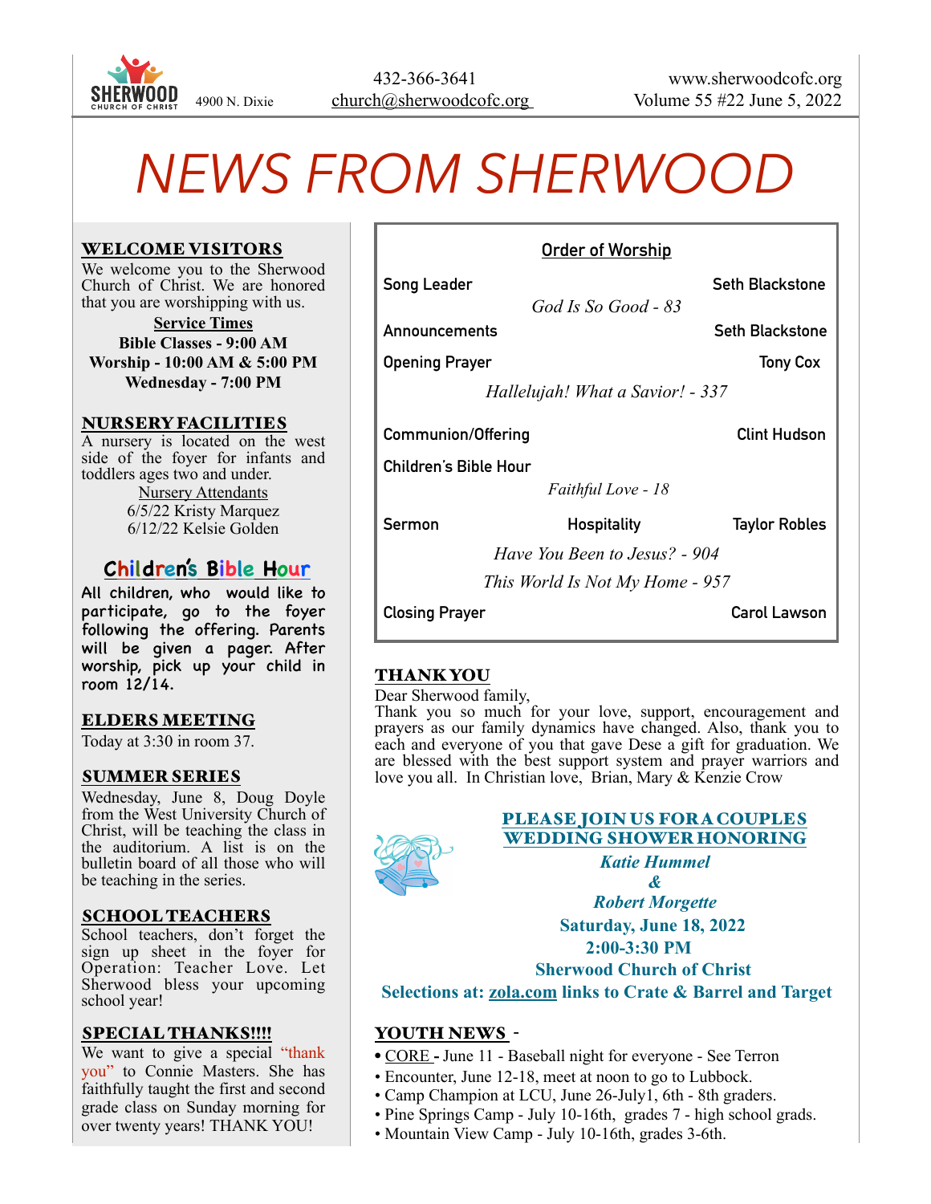SHERWOOD CHURCH OF CHRIST 4900 N. Dixie

432-366-3641
church@sherwoodcofc.org

www.sherwoodcofc.org
Volume 55 #22 June 5, 2022

# NEWS FROM SHERWOOD

## WELCOME VISITORS

We welcome you to the Sherwood Church of Christ. We are honored that you are worshipping with us.

**Service Times**
**Bible Classes - 9:00 AM**
**Worship - 10:00 AM & 5:00 PM**
**Wednesday - 7:00 PM**

## NURSERY FACILITIES

A nursery is located on the west side of the foyer for infants and toddlers ages two and under.

Nursery Attendants
6/5/22 Kristy Marquez
6/12/22 Kelsie Golden

## Children's Bible Hour

All children, who would like to participate, go to the foyer following the offering. Parents will be given a pager. After worship, pick up your child in room 12/14.

## ELDERS MEETING

Today at 3:30 in room 37.

## SUMMER SERIES

Wednesday, June 8, Doug Doyle from the West University Church of Christ, will be teaching the class in the auditorium. A list is on the bulletin board of all those who will be teaching in the series.

## SCHOOL TEACHERS

School teachers, don't forget the sign up sheet in the foyer for Operation: Teacher Love. Let Sherwood bless your upcoming school year!

## SPECIAL THANKS!!!!

We want to give a special "thank you" to Connie Masters. She has faithfully taught the first and second grade class on Sunday morning for over twenty years! THANK YOU!

## Order of Worship

| | | |
|---|---|---|
| Song Leader | | Seth Blackstone |
| | *God Is So Good - 83* | |
| Announcements | | Seth Blackstone |
| Opening Prayer | | Tony Cox |
| | *Hallelujah! What a Savior! - 337* | |
| Communion/Offering | | Clint Hudson |
| Children's Bible Hour | | |
| | *Faithful Love - 18* | |
| Sermon | Hospitality | Taylor Robles |
| | *Have You Been to Jesus? - 904* | |
| | *This World Is Not My Home - 957* | |
| Closing Prayer | | Carol Lawson |

## THANK YOU

Dear Sherwood family,
Thank you so much for your love, support, encouragement and prayers as our family dynamics have changed. Also, thank you to each and everyone of you that gave Dese a gift for graduation. We are blessed with the best support system and prayer warriors and love you all. In Christian love, Brian, Mary & Kenzie Crow

## PLEASE JOIN US FOR A COUPLES WEDDING SHOWER HONORING

*Katie Hummel*
*&*
*Robert Morgette*
**Saturday, June 18, 2022**
**2:00-3:30 PM**
**Sherwood Church of Christ**
**Selections at: zola.com links to Crate & Barrel and Target**

## YOUTH NEWS -

- CORE - June 11 - Baseball night for everyone - See Terron
- Encounter, June 12-18, meet at noon to go to Lubbock.
- Camp Champion at LCU, June 26-July1, 6th - 8th graders.
- Pine Springs Camp - July 10-16th, grades 7 - high school grads.
- Mountain View Camp - July 10-16th, grades 3-6th.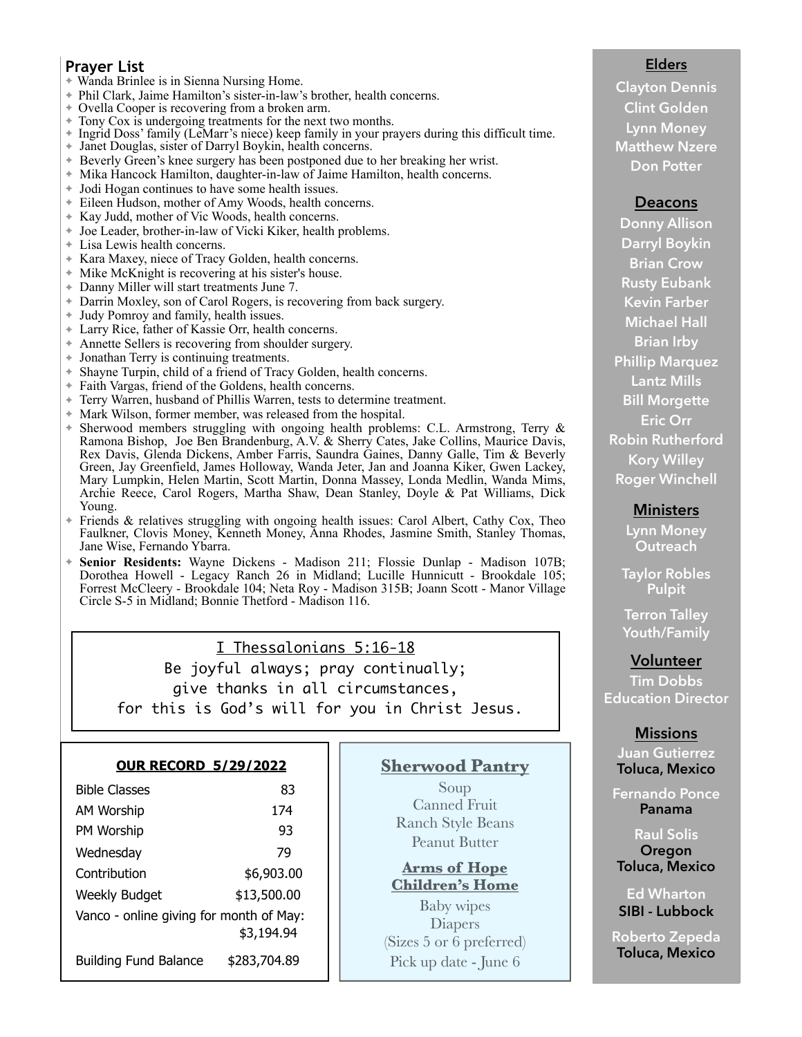## Prayer List

- Wanda Brinlee is in Sienna Nursing Home.
- Phil Clark, Jaime Hamilton's sister-in-law's brother, health concerns.
- Ovella Cooper is recovering from a broken arm.
- Tony Cox is undergoing treatments for the next two months.
- Ingrid Doss' family (LeMarr's niece) keep family in your prayers during this difficult time.
- Janet Douglas, sister of Darryl Boykin, health concerns.
- Beverly Green's knee surgery has been postponed due to her breaking her wrist.
- Mika Hancock Hamilton, daughter-in-law of Jaime Hamilton, health concerns.
- Jodi Hogan continues to have some health issues.
- Eileen Hudson, mother of Amy Woods, health concerns.
- Kay Judd, mother of Vic Woods, health concerns.
- Joe Leader, brother-in-law of Vicki Kiker, health problems.
- Lisa Lewis health concerns.
- Kara Maxey, niece of Tracy Golden, health concerns.
- Mike McKnight is recovering at his sister's house.
- Danny Miller will start treatments June 7.
- Darrin Moxley, son of Carol Rogers, is recovering from back surgery.
- Judy Pomroy and family, health issues.
- Larry Rice, father of Kassie Orr, health concerns.
- Annette Sellers is recovering from shoulder surgery.
- Jonathan Terry is continuing treatments.
- Shayne Turpin, child of a friend of Tracy Golden, health concerns.
- Faith Vargas, friend of the Goldens, health concerns.
- Terry Warren, husband of Phillis Warren, tests to determine treatment.
- Mark Wilson, former member, was released from the hospital.
- Sherwood members struggling with ongoing health problems: C.L. Armstrong, Terry & Ramona Bishop, Joe Ben Brandenburg, A.V. & Sherry Cates, Jake Collins, Maurice Davis, Rex Davis, Glenda Dickens, Amber Farris, Saundra Gaines, Danny Galle, Tim & Beverly Green, Jay Greenfield, James Holloway, Wanda Jeter, Jan and Joanna Kiker, Gwen Lackey, Mary Lumpkin, Helen Martin, Scott Martin, Donna Massey, Londa Medlin, Wanda Mims, Archie Reece, Carol Rogers, Martha Shaw, Dean Stanley, Doyle & Pat Williams, Dick Young.
- Friends & relatives struggling with ongoing health issues: Carol Albert, Cathy Cox, Theo Faulkner, Clovis Money, Kenneth Money, Anna Rhodes, Jasmine Smith, Stanley Thomas, Jane Wise, Fernando Ybarra.
- **Senior Residents:** Wayne Dickens - Madison 211; Flossie Dunlap - Madison 107B; Dorothea Howell - Legacy Ranch 26 in Midland; Lucille Hunnicutt - Brookdale 105; Forrest McCleery - Brookdale 104; Neta Roy - Madison 315B; Joann Scott - Manor Village Circle S-5 in Midland; Bonnie Thetford - Madison 116.

I Thessalonians 5:16-18

Be joyful always; pray continually;
give thanks in all circumstances,
for this is God's will for you in Christ Jesus.

**OUR RECORD 5/29/2022**

| | |
|---|---|
| Bible Classes | 83 |
| AM Worship | 174 |
| PM Worship | 93 |
| Wednesday | 79 |
| Contribution | $6,903.00 |
| Weekly Budget | $13,500.00 |
| Vanco - online giving for month of May: | $3,194.94 |
| Building Fund Balance | $283,704.89 |

### Sherwood Pantry

Soup
Canned Fruit
Ranch Style Beans
Peanut Butter

### Arms of Hope Children's Home

Baby wipes
Diapers
(Sizes 5 or 6 preferred)
Pick up date - June 6

### Elders

Clayton Dennis
Clint Golden
Lynn Money
Matthew Nzere
Don Potter

### Deacons

Donny Allison
Darryl Boykin
Brian Crow
Rusty Eubank
Kevin Farber
Michael Hall
Brian Irby
Phillip Marquez
Lantz Mills
Bill Morgette
Eric Orr
Robin Rutherford
Kory Willey
Roger Winchell

### Ministers

Lynn Money
Outreach

Taylor Robles
Pulpit

Terron Talley
Youth/Family

### Volunteer

Tim Dobbs
Education Director

### Missions

Juan Gutierrez
Toluca, Mexico

Fernando Ponce
Panama

Raul Solis
Oregon
Toluca, Mexico

Ed Wharton
SIBI - Lubbock

Roberto Zepeda
Toluca, Mexico